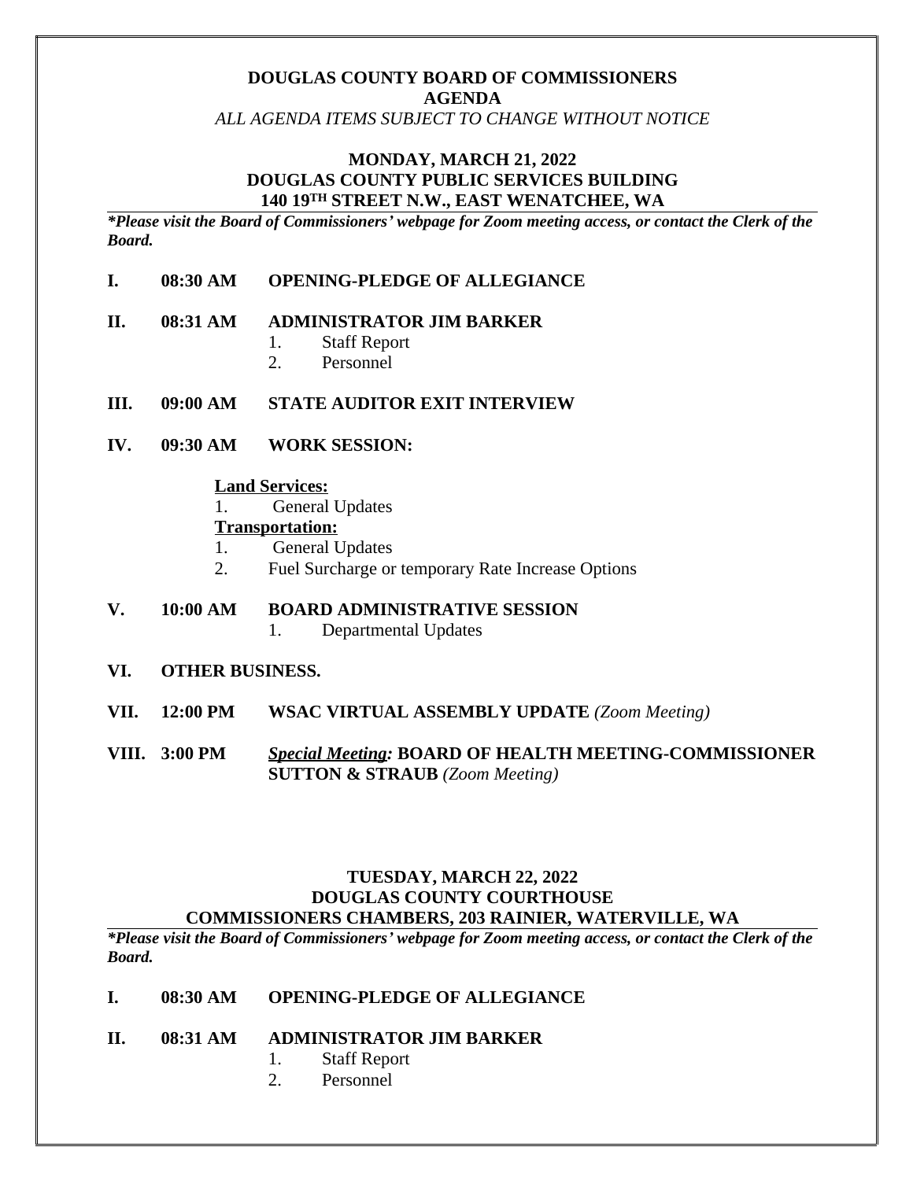**DOUGLAS COUNTY BOARD OF COMMISSIONERS**
**AGENDA**
*ALL AGENDA ITEMS SUBJECT TO CHANGE WITHOUT NOTICE*

**MONDAY, MARCH 21, 2022**
**DOUGLAS COUNTY PUBLIC SERVICES BUILDING**
**140 19TH STREET N.W., EAST WENATCHEE, WA**

***Please visit the Board of Commissioners' webpage for Zoom meeting access, or contact the Clerk of the Board.***

**I. 08:30 AM OPENING-PLEDGE OF ALLEGIANCE**

**II. 08:31 AM ADMINISTRATOR JIM BARKER**

1. Staff Report
2. Personnel

**III. 09:00 AM STATE AUDITOR EXIT INTERVIEW**

**IV. 09:30 AM WORK SESSION:**

**Land Services:**

1. General Updates

**Transportation:**

1. General Updates
2. Fuel Surcharge or temporary Rate Increase Options

**V. 10:00 AM BOARD ADMINISTRATIVE SESSION**

1. Departmental Updates

**VI. OTHER BUSINESS.**

**VII. 12:00 PM WSAC VIRTUAL ASSEMBLY UPDATE** *(Zoom Meeting)*

**VIII. 3:00 PM** ***Special Meeting:*** **BOARD OF HEALTH MEETING-COMMISSIONER SUTTON & STRAUB** *(Zoom Meeting)*

**TUESDAY, MARCH 22, 2022**
**DOUGLAS COUNTY COURTHOUSE**
**COMMISSIONERS CHAMBERS, 203 RAINIER, WATERVILLE, WA**

***Please visit the Board of Commissioners' webpage for Zoom meeting access, or contact the Clerk of the Board.***

**I. 08:30 AM OPENING-PLEDGE OF ALLEGIANCE**

**II. 08:31 AM ADMINISTRATOR JIM BARKER**

1. Staff Report
2. Personnel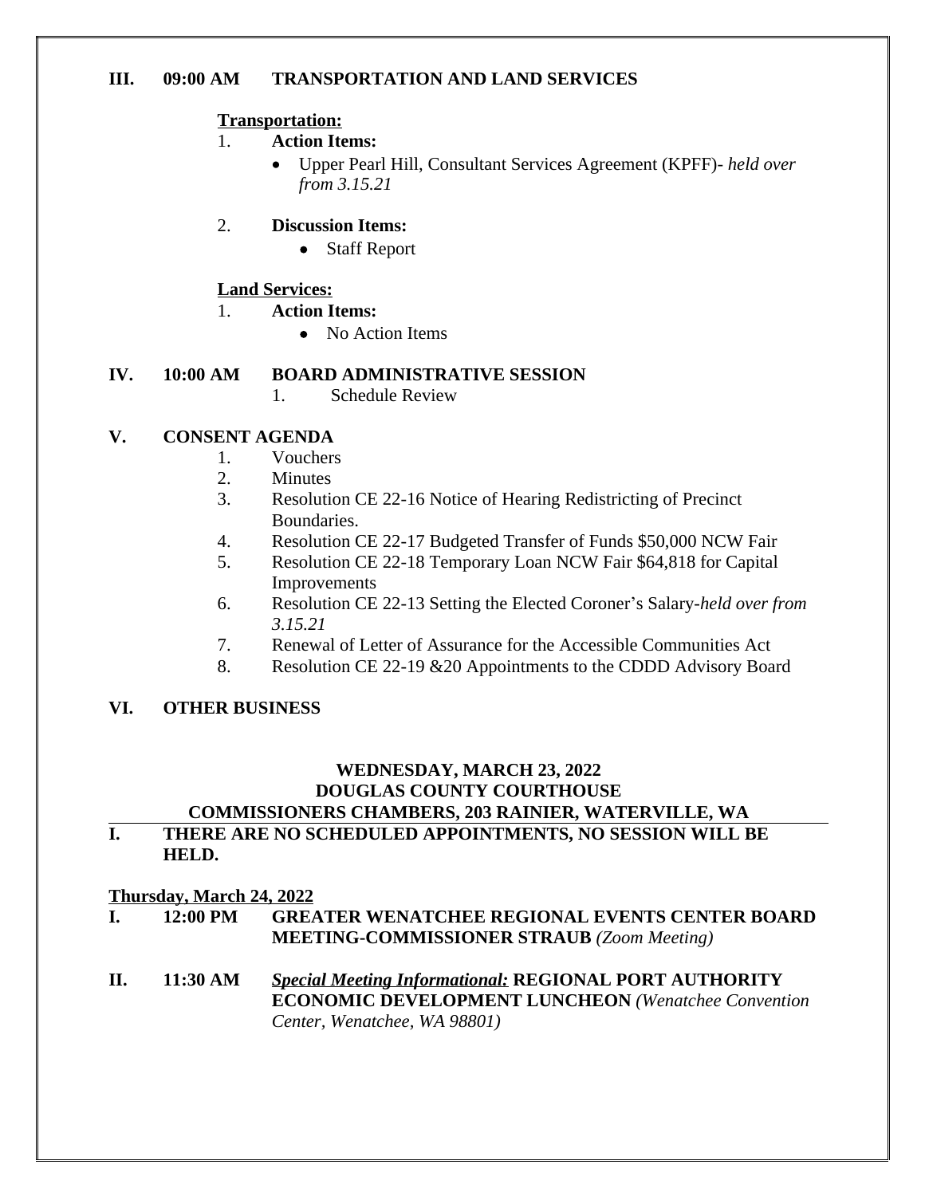**III. 09:00 AM TRANSPORTATION AND LAND SERVICES**

**Transportation:**

1. **Action Items:**
   - Upper Pearl Hill, Consultant Services Agreement (KPFF)- *held over from 3.15.21*

2. **Discussion Items:**
   - Staff Report

**Land Services:**

1. **Action Items:**
   - No Action Items

**IV. 10:00 AM BOARD ADMINISTRATIVE SESSION**

1. Schedule Review

**V. CONSENT AGENDA**

1. Vouchers
2. Minutes
3. Resolution CE 22-16 Notice of Hearing Redistricting of Precinct Boundaries.
4. Resolution CE 22-17 Budgeted Transfer of Funds $50,000 NCW Fair
5. Resolution CE 22-18 Temporary Loan NCW Fair $64,818 for Capital Improvements
6. Resolution CE 22-13 Setting the Elected Coroner's Salary-*held over from 3.15.21*
7. Renewal of Letter of Assurance for the Accessible Communities Act
8. Resolution CE 22-19 &20 Appointments to the CDDD Advisory Board

**VI. OTHER BUSINESS**

**WEDNESDAY, MARCH 23, 2022**
**DOUGLAS COUNTY COURTHOUSE**
**COMMISSIONERS CHAMBERS, 203 RAINIER, WATERVILLE, WA**

**I. THERE ARE NO SCHEDULED APPOINTMENTS, NO SESSION WILL BE HELD.**

**Thursday, March 24, 2022**

**I. 12:00 PM GREATER WENATCHEE REGIONAL EVENTS CENTER BOARD MEETING-COMMISSIONER STRAUB** *(Zoom Meeting)*

**II. 11:30 AM** ***Special Meeting Informational:*** **REGIONAL PORT AUTHORITY ECONOMIC DEVELOPMENT LUNCHEON** *(Wenatchee Convention Center, Wenatchee, WA 98801)*